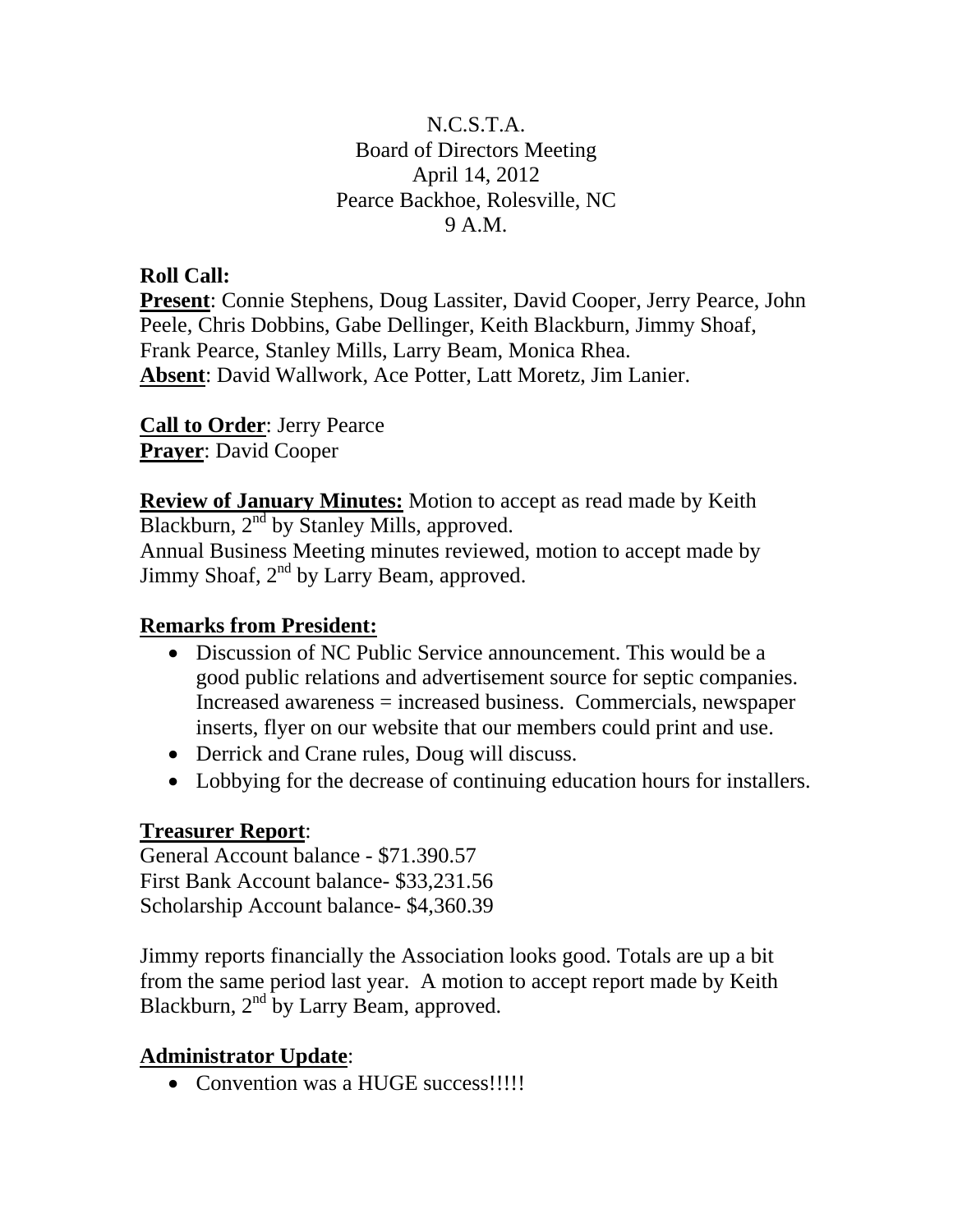N.C.S.T.A.
Board of Directors Meeting
April 14, 2012
Pearce Backhoe, Rolesville, NC
9 A.M.

**Roll Call:**
**Present**: Connie Stephens, Doug Lassiter, David Cooper, Jerry Pearce, John Peele, Chris Dobbins, Gabe Dellinger, Keith Blackburn, Jimmy Shoaf, Frank Pearce, Stanley Mills, Larry Beam, Monica Rhea.
**Absent**: David Wallwork, Ace Potter, Latt Moretz, Jim Lanier.

**Call to Order**: Jerry Pearce
**Prayer**: David Cooper

**Review of January Minutes:** Motion to accept as read made by Keith Blackburn, 2nd by Stanley Mills, approved.
Annual Business Meeting minutes reviewed, motion to accept made by Jimmy Shoaf, 2nd by Larry Beam, approved.

**Remarks from President:**

- Discussion of NC Public Service announcement. This would be a good public relations and advertisement source for septic companies. Increased awareness = increased business. Commercials, newspaper inserts, flyer on our website that our members could print and use.
- Derrick and Crane rules, Doug will discuss.
- Lobbying for the decrease of continuing education hours for installers.

**Treasurer Report**:
General Account balance - $71.390.57
First Bank Account balance- $33,231.56
Scholarship Account balance- $4,360.39

Jimmy reports financially the Association looks good. Totals are up a bit from the same period last year. A motion to accept report made by Keith Blackburn, 2nd by Larry Beam, approved.

**Administrator Update**:

- Convention was a HUGE success!!!!!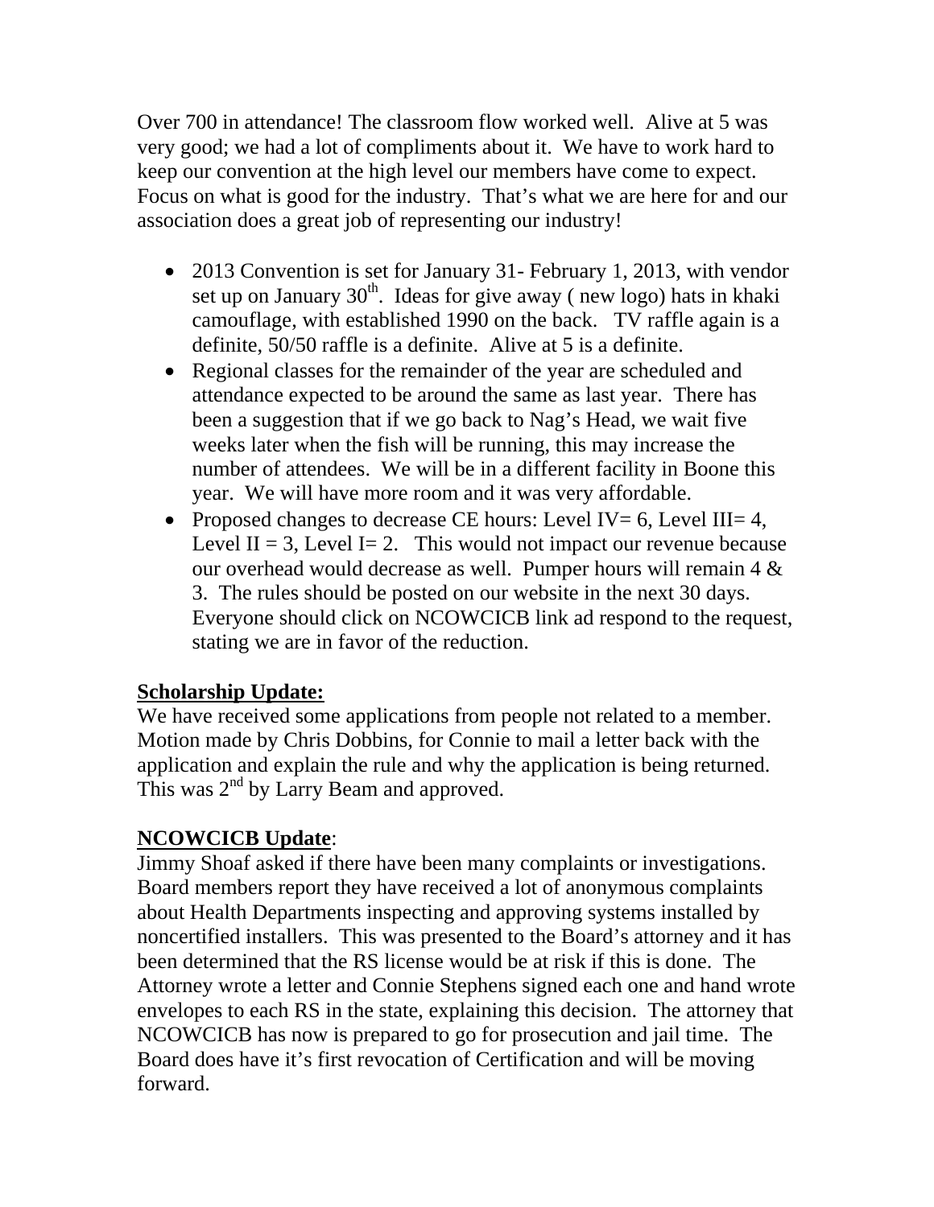Over 700 in attendance! The classroom flow worked well.  Alive at 5 was very good; we had a lot of compliments about it.  We have to work hard to keep our convention at the high level our members have come to expect.  Focus on what is good for the industry.  That's what we are here for and our association does a great job of representing our industry!

- 2013 Convention is set for January 31- February 1, 2013, with vendor set up on January 30th.  Ideas for give away ( new logo) hats in khaki camouflage, with established 1990 on the back.   TV raffle again is a definite, 50/50 raffle is a definite.  Alive at 5 is a definite.
- Regional classes for the remainder of the year are scheduled and attendance expected to be around the same as last year.  There has been a suggestion that if we go back to Nag's Head, we wait five weeks later when the fish will be running, this may increase the number of attendees.  We will be in a different facility in Boone this year.  We will have more room and it was very affordable.
- Proposed changes to decrease CE hours: Level IV= 6, Level III= 4, Level II = 3, Level I= 2.   This would not impact our revenue because our overhead would decrease as well.  Pumper hours will remain 4 & 3.  The rules should be posted on our website in the next 30 days.  Everyone should click on NCOWCICB link ad respond to the request, stating we are in favor of the reduction.

**Scholarship Update:**

We have received some applications from people not related to a member.  Motion made by Chris Dobbins, for Connie to mail a letter back with the application and explain the rule and why the application is being returned.  This was 2nd by Larry Beam and approved.

**NCOWCICB Update**:

Jimmy Shoaf asked if there have been many complaints or investigations.  Board members report they have received a lot of anonymous complaints about Health Departments inspecting and approving systems installed by noncertified installers.  This was presented to the Board's attorney and it has been determined that the RS license would be at risk if this is done.  The Attorney wrote a letter and Connie Stephens signed each one and hand wrote envelopes to each RS in the state, explaining this decision.  The attorney that NCOWCICB has now is prepared to go for prosecution and jail time.  The Board does have it's first revocation of Certification and will be moving forward.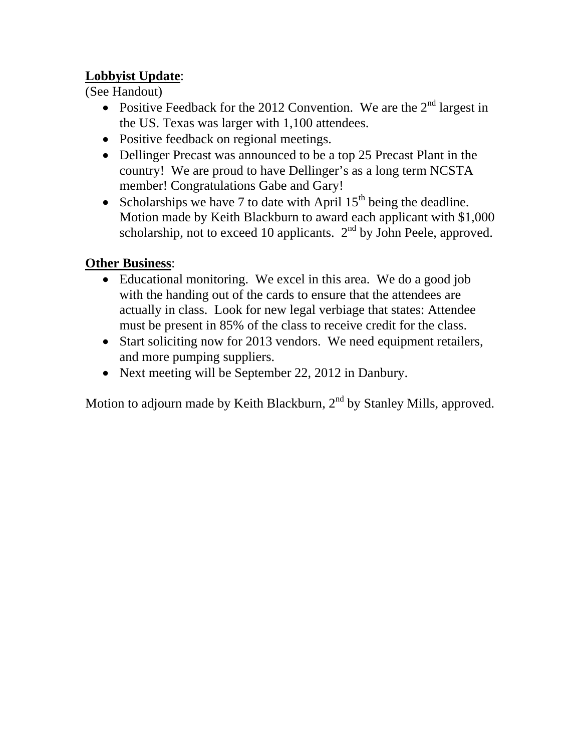**Lobbyist Update**:

(See Handout)

- Positive Feedback for the 2012 Convention. We are the 2nd largest in the US. Texas was larger with 1,100 attendees.
- Positive feedback on regional meetings.
- Dellinger Precast was announced to be a top 25 Precast Plant in the country! We are proud to have Dellinger's as a long term NCSTA member! Congratulations Gabe and Gary!
- Scholarships we have 7 to date with April 15th being the deadline. Motion made by Keith Blackburn to award each applicant with $1,000 scholarship, not to exceed 10 applicants. 2nd by John Peele, approved.

**Other Business**:

- Educational monitoring. We excel in this area. We do a good job with the handing out of the cards to ensure that the attendees are actually in class. Look for new legal verbiage that states: Attendee must be present in 85% of the class to receive credit for the class.
- Start soliciting now for 2013 vendors. We need equipment retailers, and more pumping suppliers.
- Next meeting will be September 22, 2012 in Danbury.

Motion to adjourn made by Keith Blackburn, 2nd by Stanley Mills, approved.